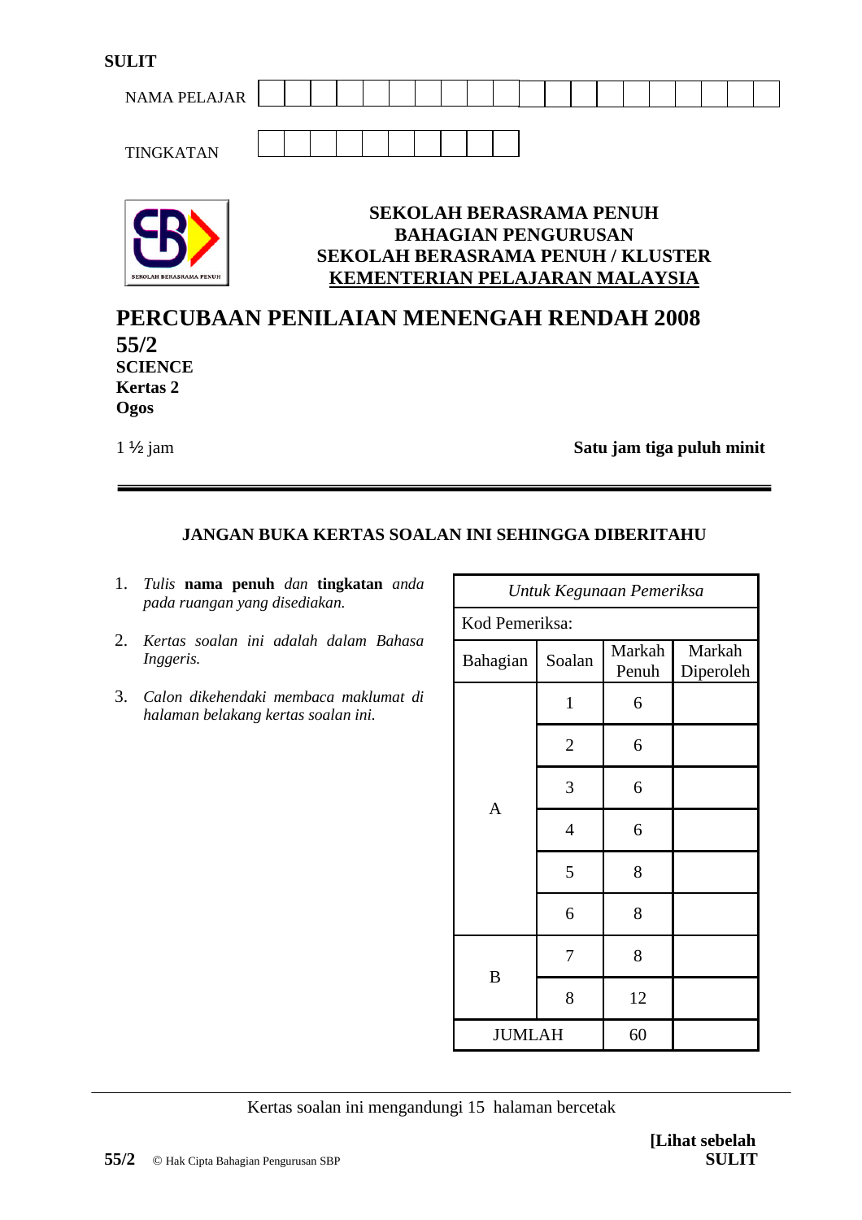**SULIT**

NAMA PELAJAR

TINGKATAN

**SEKOLAH BERASRAMA PENUH**
**BAHAGIAN PENGURUSAN**
**SEKOLAH BERASRAMA PENUH / KLUSTER**
**KEMENTERIAN PELAJARAN MALAYSIA**

# PERCUBAAN PENILAIAN MENENGAH RENDAH 2008

**55/2**
**SCIENCE**
**Kertas 2**
**Ogos**

1 ½ jam **Satu jam tiga puluh minit**

---

**JANGAN BUKA KERTAS SOALAN INI SEHINGGA DIBERITAHU**

1. *Tulis* **nama penuh** *dan* **tingkatan** *anda pada ruangan yang disediakan.*
2. *Kertas soalan ini adalah dalam Bahasa Inggeris.*
3. *Calon dikehendaki membaca maklumat di halaman belakang kertas soalan ini.*

| *Untuk Kegunaan Pemeriksa* | | | |
|---|---|---|---|
| Kod Pemeriksa: | | | |
| Bahagian | Soalan | Markah Penuh | Markah Diperoleh |
| A | 1 | 6 | |
| | 2 | 6 | |
| | 3 | 6 | |
| | 4 | 6 | |
| | 5 | 8 | |
| | 6 | 8 | |
| B | 7 | 8 | |
| | 8 | 12 | |
| JUMLAH | | 60 | |

Kertas soalan ini mengandungi 15 halaman bercetak

55/2 © Hak Cipta Bahagian Pengurusan SBP

**[Lihat sebelah**
**SULIT**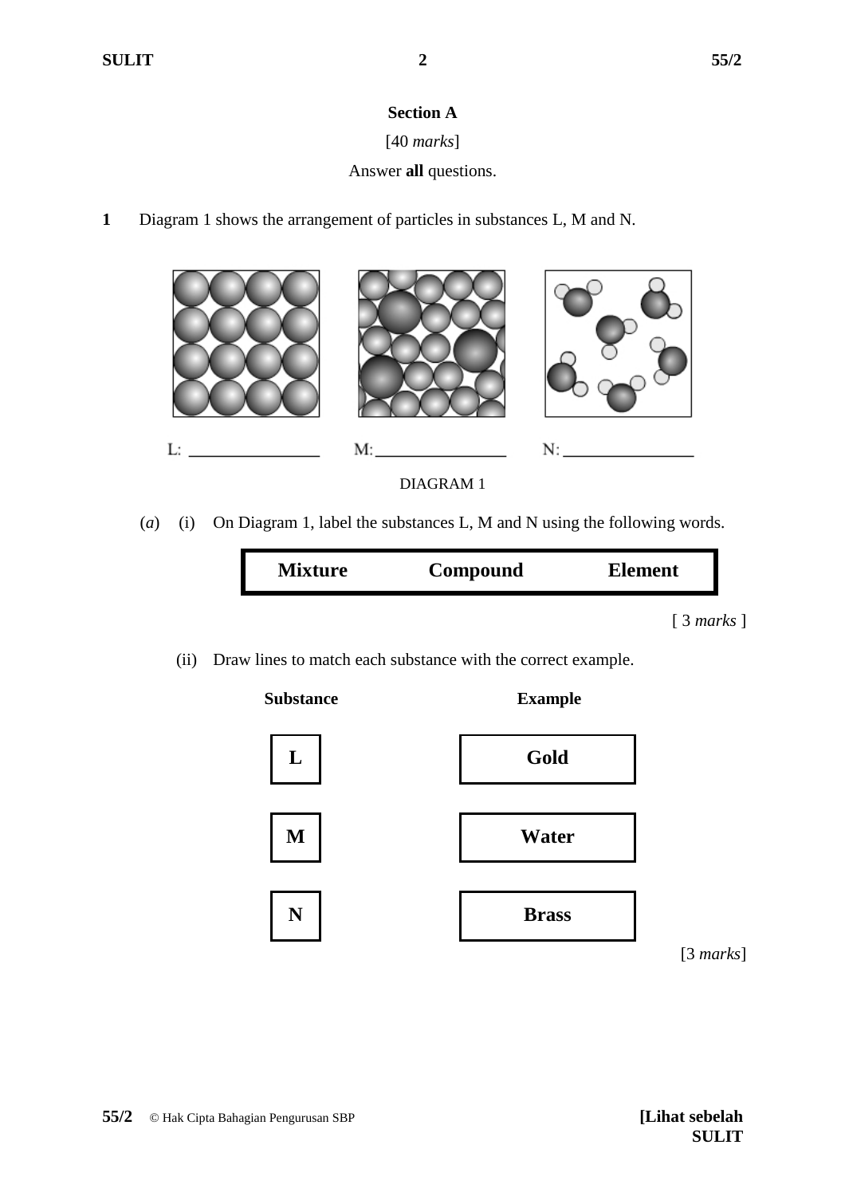## Section A

[40 *marks*]

Answer **all** questions.

**1** Diagram 1 shows the arrangement of particles in substances L, M and N.

L: ________________  M: ________________  N: ________________

DIAGRAM 1

(*a*) (i) On Diagram 1, label the substances L, M and N using the following words.

| **Mixture** | **Compound** | **Element** |
|---|---|---|

[ 3 *marks* ]

(ii) Draw lines to match each substance with the correct example.

| **Substance** | **Example** |
|---|---|
| **L** | **Gold** |
| **M** | **Water** |
| **N** | **Brass** |

[3 *marks*]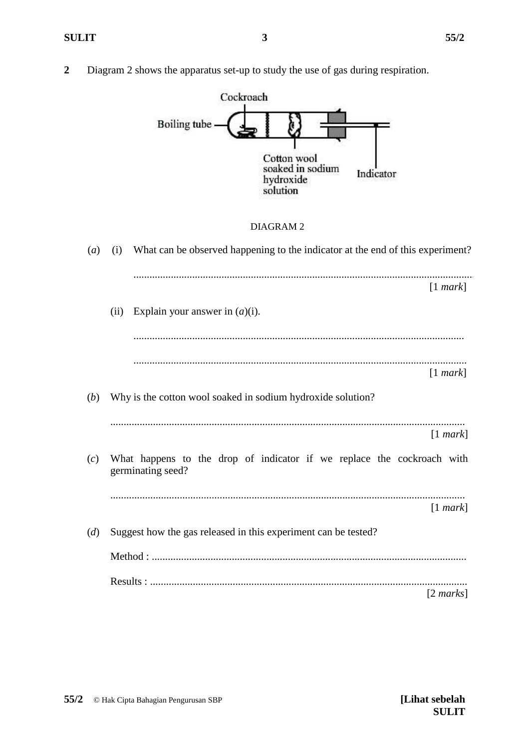**2** Diagram 2 shows the apparatus set-up to study the use of gas during respiration.

Cockroach

Boiling tube

Cotton wool soaked in sodium hydroxide solution

Indicator

DIAGRAM 2

(*a*) (i) What can be observed happening to the indicator at the end of this experiment?

..............................................................................................................................
[1 *mark*]

(ii) Explain your answer in (*a*)(i).

..............................................................................................................................

..............................................................................................................................
[1 *mark*]

(*b*) Why is the cotton wool soaked in sodium hydroxide solution?

..............................................................................................................................
[1 *mark*]

(*c*) What happens to the drop of indicator if we replace the cockroach with germinating seed?

..............................................................................................................................
[1 *mark*]

(*d*) Suggest how the gas released in this experiment can be tested?

Method : ..............................................................................................................

Results : ..............................................................................................................
[2 *marks*]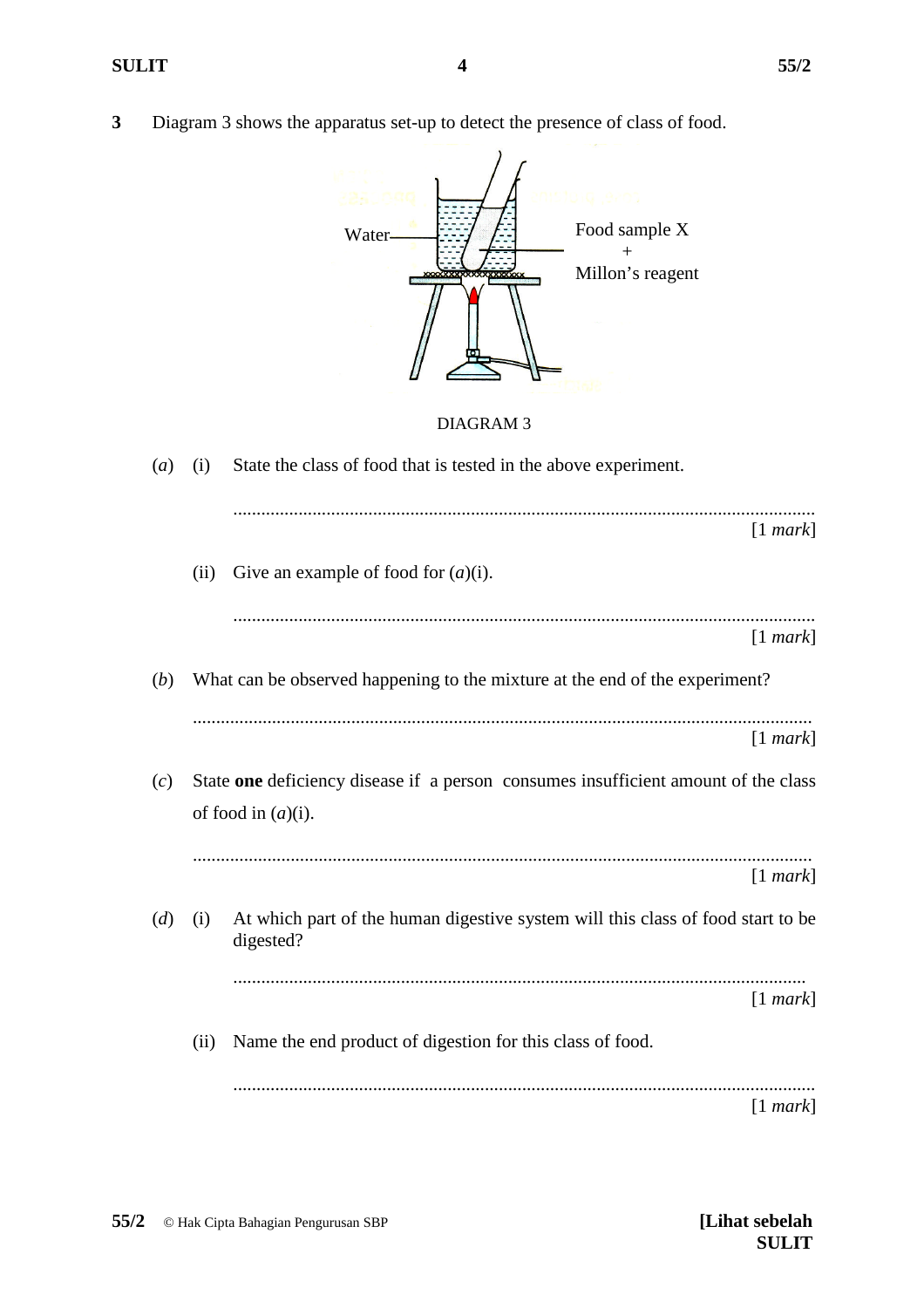**3** Diagram 3 shows the apparatus set-up to detect the presence of class of food.

Water

Food sample X + Millon's reagent

DIAGRAM 3

(*a*) (i) State the class of food that is tested in the above experiment.

..............................................................................................................................
[1 *mark*]

(ii) Give an example of food for (*a*)(i).

..............................................................................................................................
[1 *mark*]

(*b*) What can be observed happening to the mixture at the end of the experiment?

..............................................................................................................................
[1 *mark*]

(*c*) State **one** deficiency disease if a person consumes insufficient amount of the class of food in (*a*)(i).

..............................................................................................................................
[1 *mark*]

(*d*) (i) At which part of the human digestive system will this class of food start to be digested?

..............................................................................................................................
[1 *mark*]

(ii) Name the end product of digestion for this class of food.

..............................................................................................................................
[1 *mark*]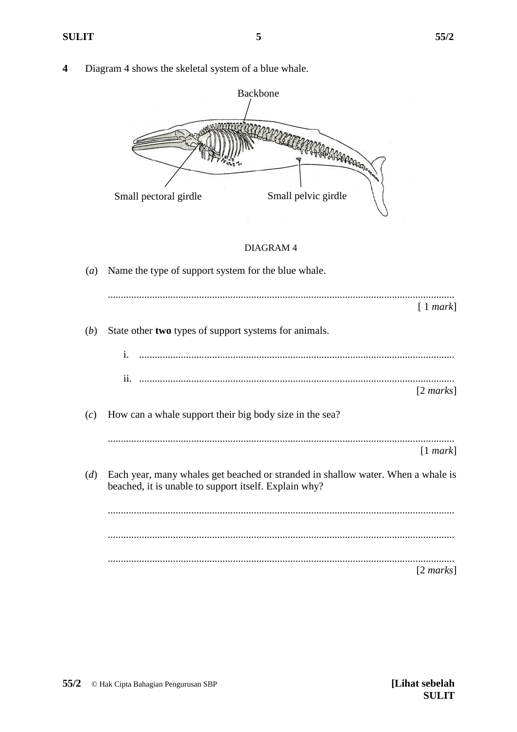**4** Diagram 4 shows the skeletal system of a blue whale.

Backbone

Small pectoral girdle

Small pelvic girdle

DIAGRAM 4

(*a*) Name the type of support system for the blue whale.

..........................................................................................................................

[ 1 *mark*]

(*b*) State other **two** types of support systems for animals.

i. ..........................................................................................................................

ii. ..........................................................................................................................

[2 *marks*]

(*c*) How can a whale support their big body size in the sea?

..........................................................................................................................

[1 *mark*]

(*d*) Each year, many whales get beached or stranded in shallow water. When a whale is beached, it is unable to support itself. Explain why?

..........................................................................................................................

..........................................................................................................................

..........................................................................................................................

[2 *marks*]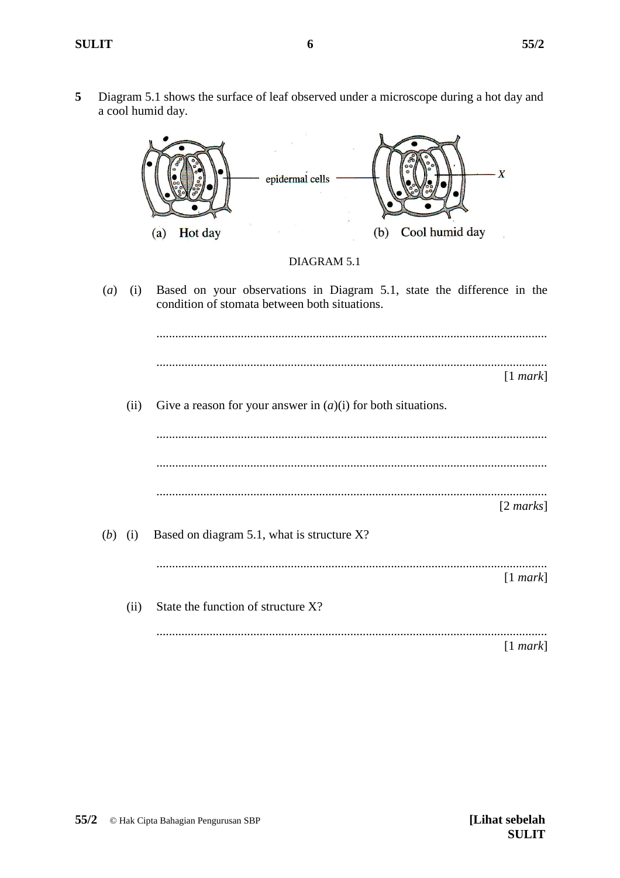**5** Diagram 5.1 shows the surface of leaf observed under a microscope during a hot day and a cool humid day.

epidermal cells

X

(a) Hot day

(b) Cool humid day

DIAGRAM 5.1

(*a*) (i) Based on your observations in Diagram 5.1, state the difference in the condition of stomata between both situations.

...........................................................................................................................

........................................................................................................................... [1 *mark*]

(ii) Give a reason for your answer in (*a*)(i) for both situations.

...........................................................................................................................

...........................................................................................................................

........................................................................................................................... [2 *marks*]

(*b*) (i) Based on diagram 5.1, what is structure X?

........................................................................................................................... [1 *mark*]

(ii) State the function of structure X?

........................................................................................................................... [1 *mark*]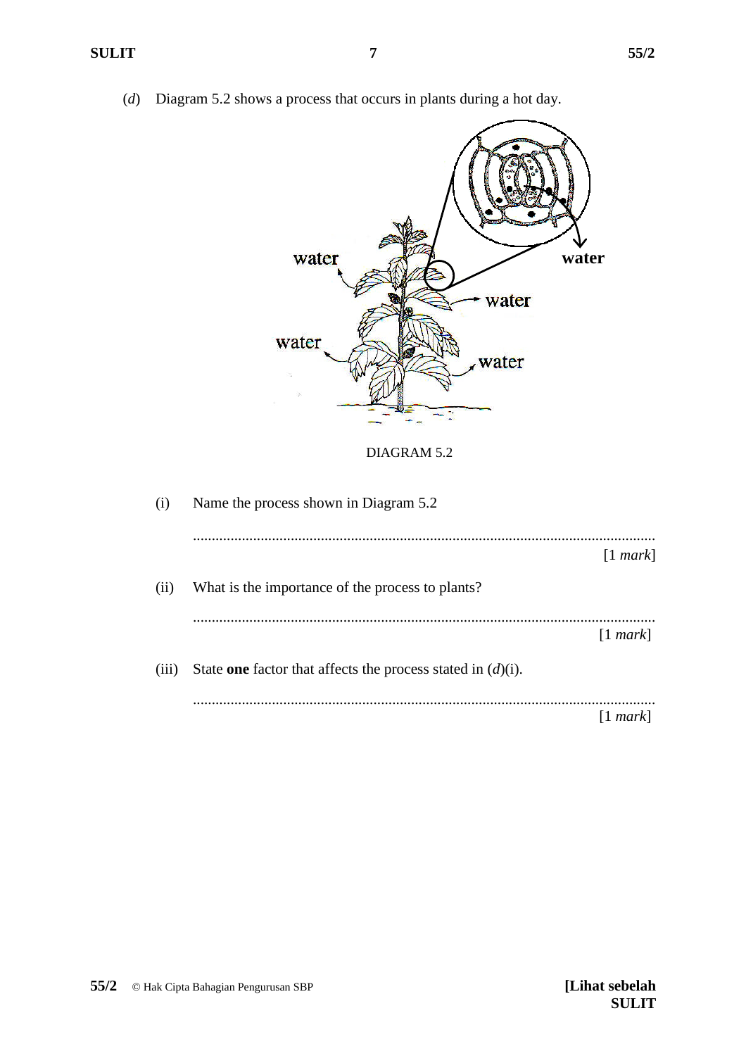(*d*) Diagram 5.2 shows a process that occurs in plants during a hot day.

DIAGRAM 5.2

(i) Name the process shown in Diagram 5.2

..........................................................................................................................
[1 *mark*]

(ii) What is the importance of the process to plants?

..........................................................................................................................
[1 *mark*]

(iii) State **one** factor that affects the process stated in (*d*)(i).

..........................................................................................................................
[1 *mark*]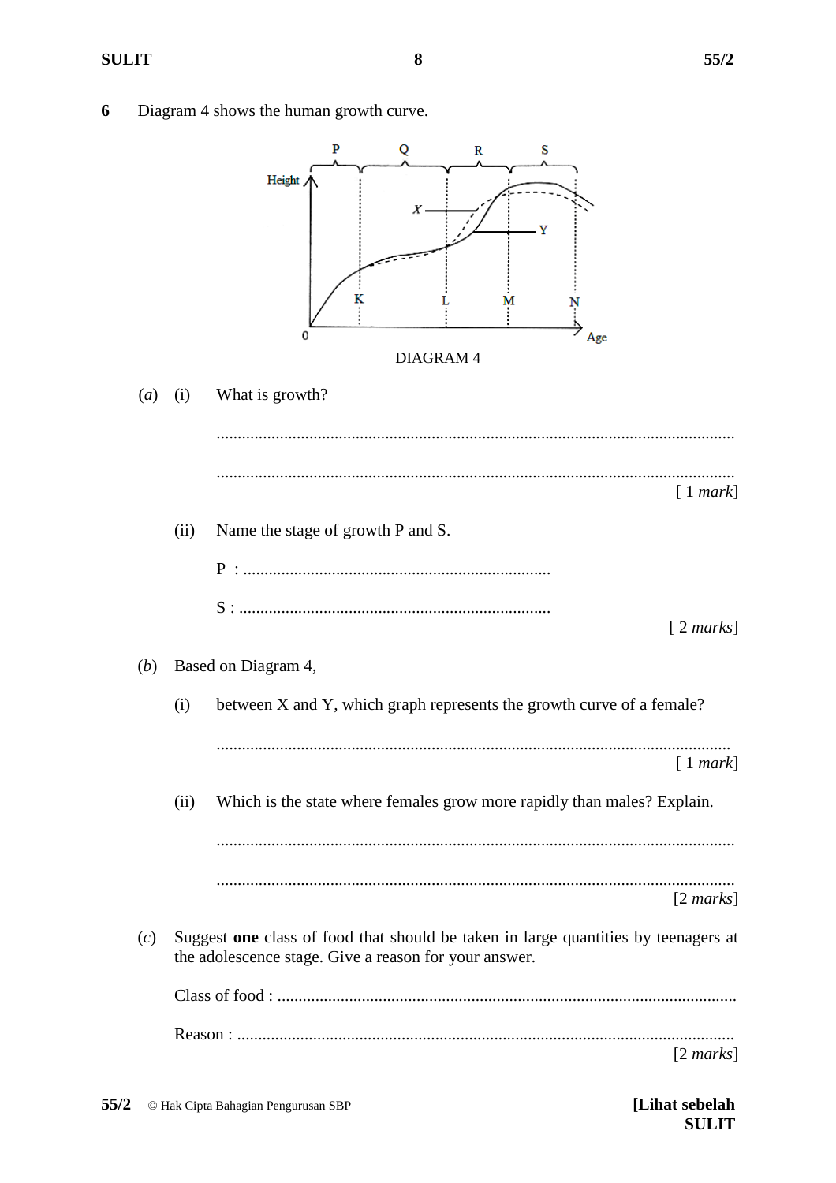**6** Diagram 4 shows the human growth curve.

DIAGRAM 4

(*a*) (i) What is growth?

..........................................................................................................................

..........................................................................................................................

[ 1 *mark*]

(ii) Name the stage of growth P and S.

P : ........................................................................

S : ........................................................................

[ 2 *marks*]

(*b*) Based on Diagram 4,

(i) between X and Y, which graph represents the growth curve of a female?

..........................................................................................................................

[ 1 *mark*]

(ii) Which is the state where females grow more rapidly than males? Explain.

..........................................................................................................................

..........................................................................................................................

[2 *marks*]

(*c*) Suggest **one** class of food that should be taken in large quantities by teenagers at the adolescence stage. Give a reason for your answer.

Class of food : ............................................................................................................

Reason : .....................................................................................................................

[2 *marks*]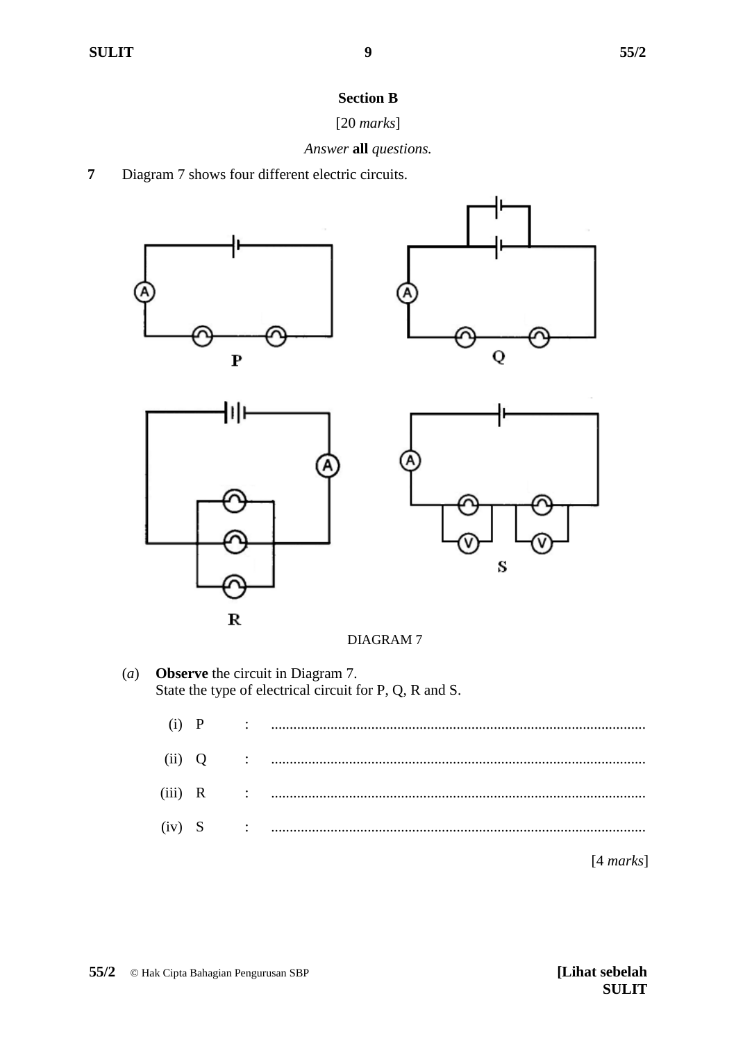## Section B

[20 *marks*]

*Answer* **all** *questions.*

**7** Diagram 7 shows four different electric circuits.

DIAGRAM 7

(*a*) **Observe** the circuit in Diagram 7.
State the type of electrical circuit for P, Q, R and S.

(i) P : .....................................................................................................

(ii) Q : .....................................................................................................

(iii) R : .....................................................................................................

(iv) S : .....................................................................................................

[4 *marks*]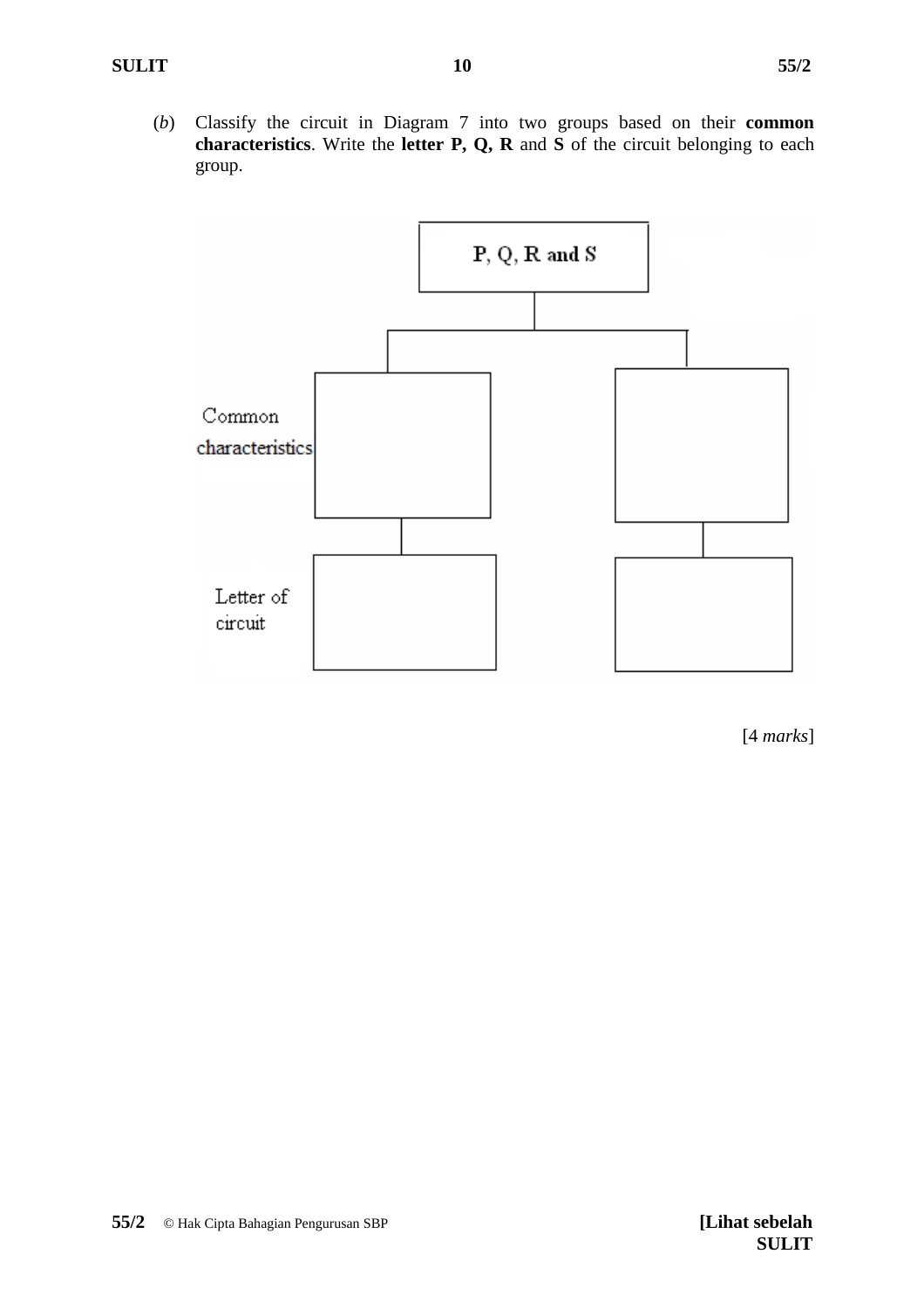(*b*) Classify the circuit in Diagram 7 into two groups based on their **common characteristics**. Write the **letter P, Q, R** and **S** of the circuit belonging to each group.

**P, Q, R and S**

| | Group 1 | Group 2 |
|---|---|---|
| Common characteristics | | |
| Letter of circuit | | |

[4 *marks*]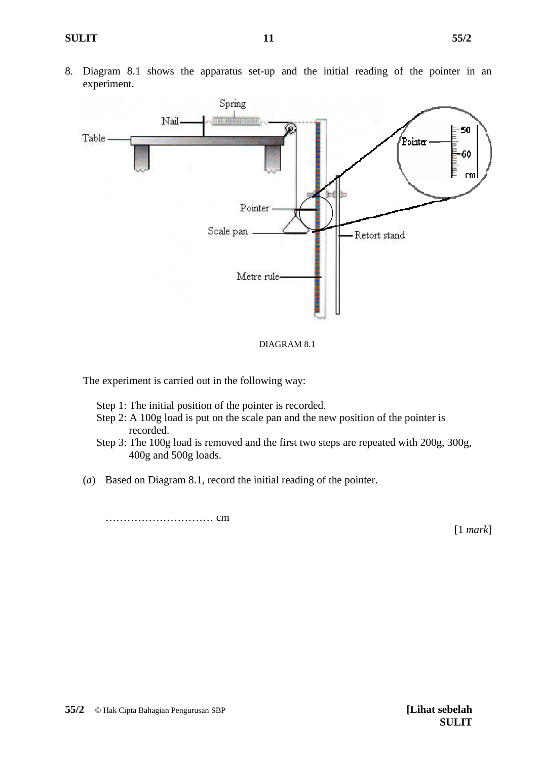8. Diagram 8.1 shows the apparatus set-up and the initial reading of the pointer in an experiment.

DIAGRAM 8.1

The experiment is carried out in the following way:

Step 1: The initial position of the pointer is recorded.
Step 2: A 100g load is put on the scale pan and the new position of the pointer is recorded.
Step 3: The 100g load is removed and the first two steps are repeated with 200g, 300g, 400g and 500g loads.

(*a*) Based on Diagram 8.1, record the initial reading of the pointer.

………………………… cm

[1 *mark*]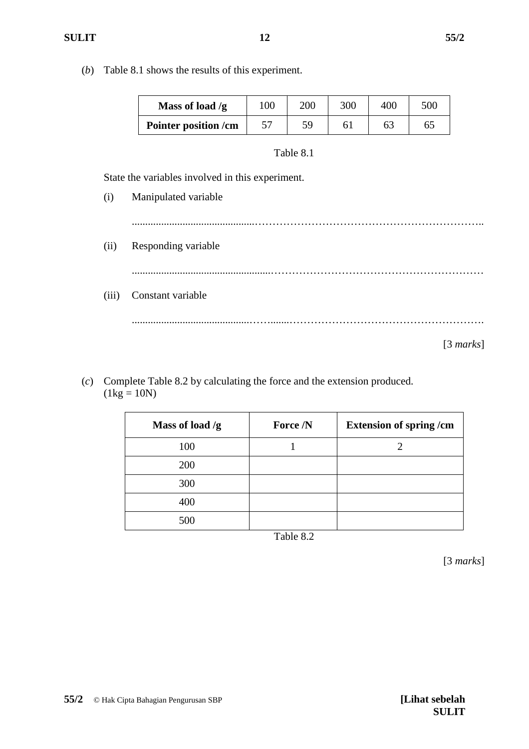(*b*) Table 8.1 shows the results of this experiment.

| **Mass of load /g** | 100 | 200 | 300 | 400 | 500 |
|---|---|---|---|---|---|
| **Pointer position /cm** | 57 | 59 | 61 | 63 | 65 |

Table 8.1

State the variables involved in this experiment.

(i) Manipulated variable

..........................................................................................................................

(ii) Responding variable

..........................................................................................................................

(iii) Constant variable

..........................................................................................................................

[3 *marks*]

(*c*) Complete Table 8.2 by calculating the force and the extension produced.
(1kg = 10N)

| **Mass of load /g** | **Force /N** | **Extension of spring /cm** |
|---|---|---|
| 100 | 1 | 2 |
| 200 | | |
| 300 | | |
| 400 | | |
| 500 | | |

Table 8.2

[3 *marks*]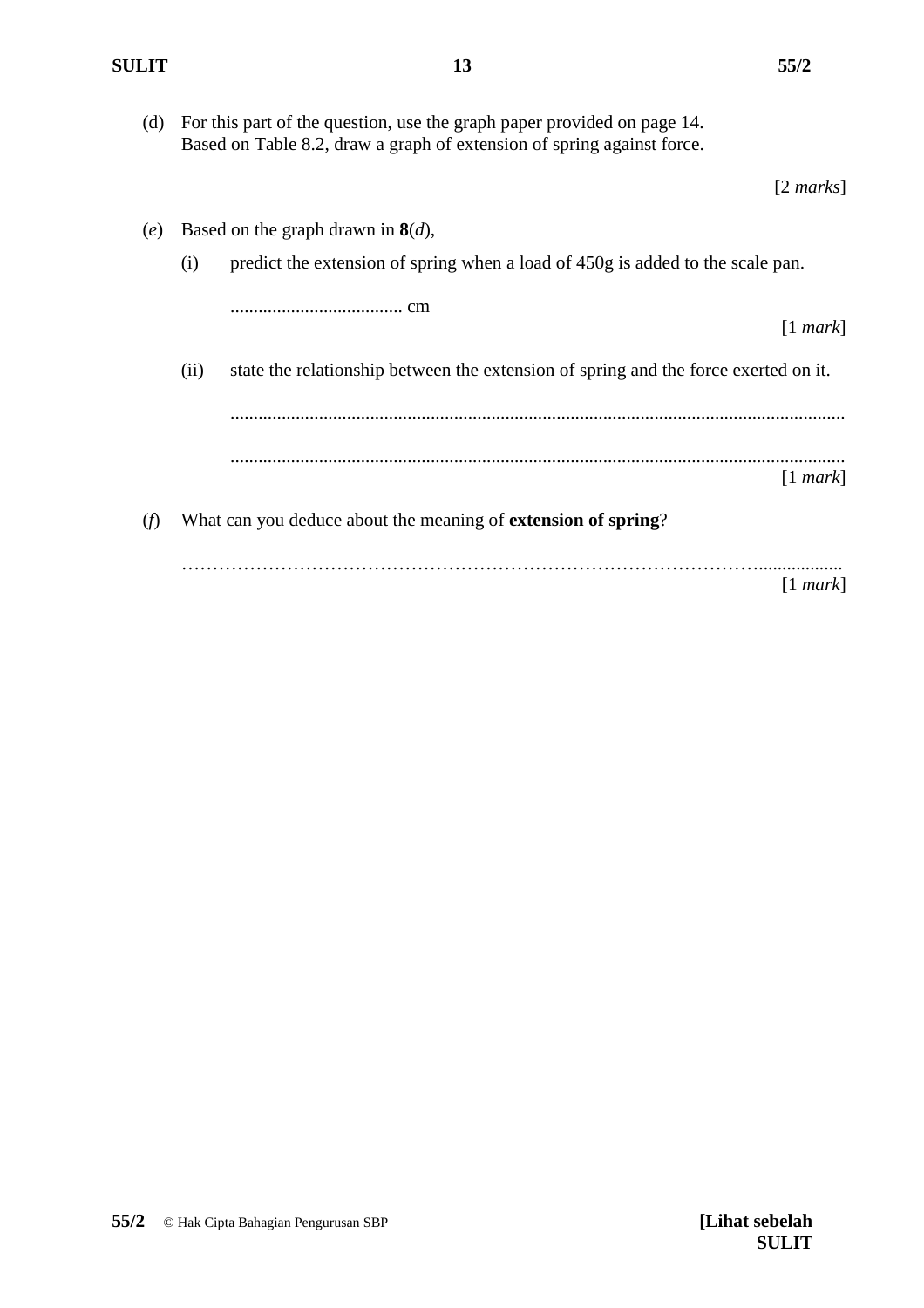(d) For this part of the question, use the graph paper provided on page 14.
Based on Table 8.2, draw a graph of extension of spring against force.

[2 *marks*]

(*e*) Based on the graph drawn in **8**(*d*),

(i) predict the extension of spring when a load of 450g is added to the scale pan.

..................................... cm

[1 *mark*]

(ii) state the relationship between the extension of spring and the force exerted on it.

...................................................................................................................................

...................................................................................................................................

[1 *mark*]

(*f*) What can you deduce about the meaning of **extension of spring**?

………………………………………………………………………………………..................

[1 *mark*]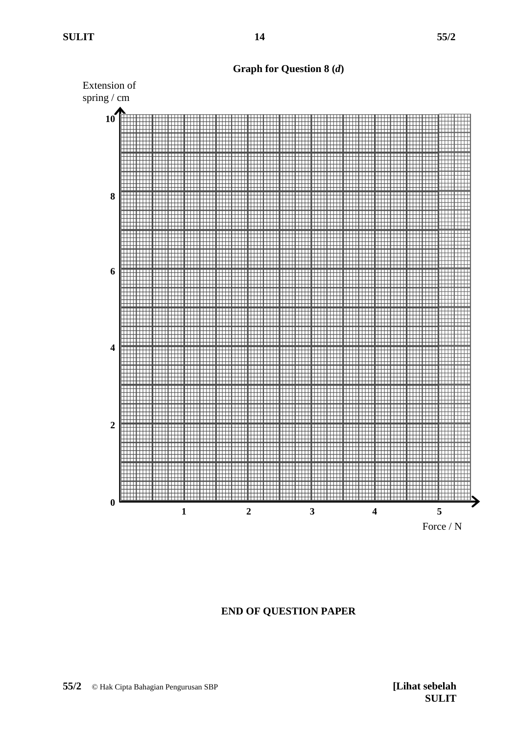**Graph for Question 8 (*d*)**

Extension of spring / cm

10

8

6

4

2

0

1 2 3 4 5

Force / N

**END OF QUESTION PAPER**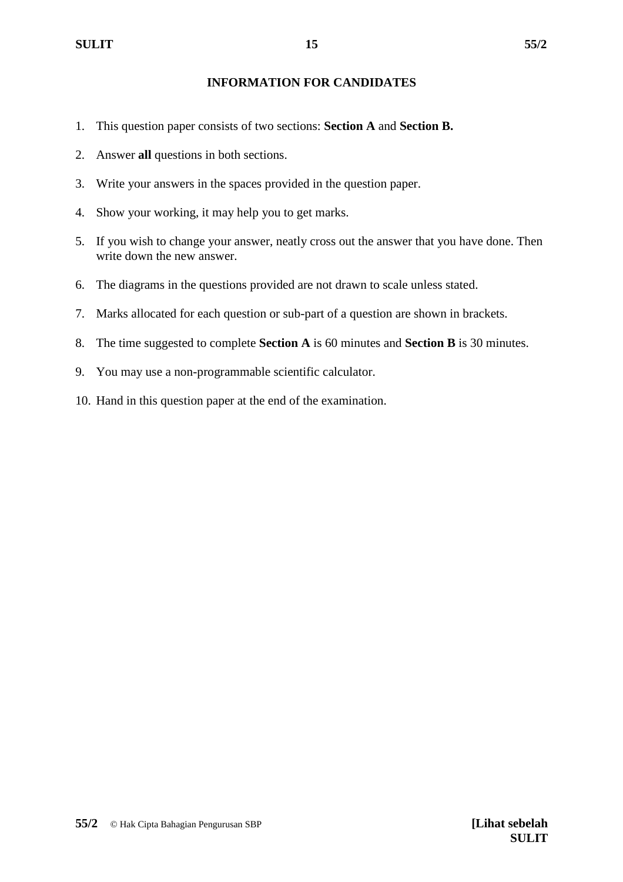## INFORMATION FOR CANDIDATES

1. This question paper consists of two sections: **Section A** and **Section B.**
2. Answer **all** questions in both sections.
3. Write your answers in the spaces provided in the question paper.
4. Show your working, it may help you to get marks.
5. If you wish to change your answer, neatly cross out the answer that you have done. Then write down the new answer.
6. The diagrams in the questions provided are not drawn to scale unless stated.
7. Marks allocated for each question or sub-part of a question are shown in brackets.
8. The time suggested to complete **Section A** is 60 minutes and **Section B** is 30 minutes.
9. You may use a non-programmable scientific calculator.
10. Hand in this question paper at the end of the examination.